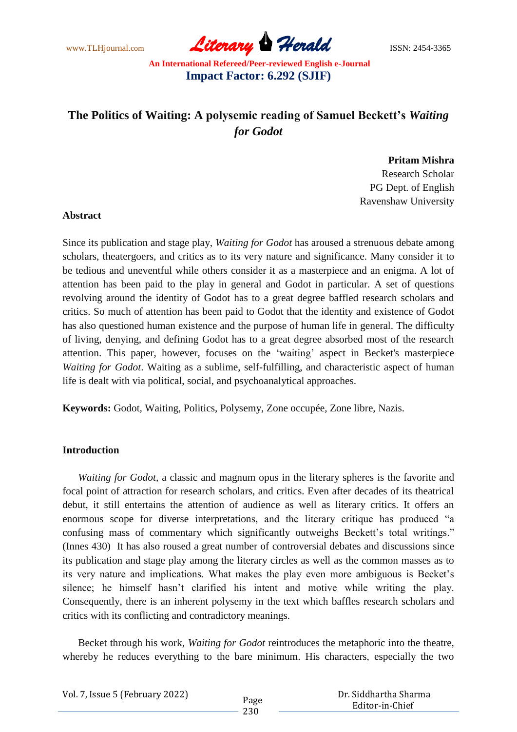# The Politics of Waiting: A polysemic reading of Samuel Beckett's *Waiting for Godot*

**Pritam Mishra**
Research Scholar
PG Dept. of English
Ravenshaw University

**Abstract**

Since its publication and stage play, *Waiting for Godot* has aroused a strenuous debate among scholars, theatergoers, and critics as to its very nature and significance. Many consider it to be tedious and uneventful while others consider it as a masterpiece and an enigma. A lot of attention has been paid to the play in general and Godot in particular. A set of questions revolving around the identity of Godot has to a great degree baffled research scholars and critics. So much of attention has been paid to Godot that the identity and existence of Godot has also questioned human existence and the purpose of human life in general. The difficulty of living, denying, and defining Godot has to a great degree absorbed most of the research attention. This paper, however, focuses on the 'waiting' aspect in Becket's masterpiece *Waiting for Godot*. Waiting as a sublime, self-fulfilling, and characteristic aspect of human life is dealt with via political, social, and psychoanalytical approaches.

**Keywords:** Godot, Waiting, Politics, Polysemy, Zone occupée, Zone libre, Nazis.

**Introduction**

*Waiting for Godot,* a classic and magnum opus in the literary spheres is the favorite and focal point of attraction for research scholars, and critics. Even after decades of its theatrical debut, it still entertains the attention of audience as well as literary critics. It offers an enormous scope for diverse interpretations, and the literary critique has produced "a confusing mass of commentary which significantly outweighs Beckett's total writings." (Innes 430) It has also roused a great number of controversial debates and discussions since its publication and stage play among the literary circles as well as the common masses as to its very nature and implications. What makes the play even more ambiguous is Becket's silence; he himself hasn't clarified his intent and motive while writing the play. Consequently, there is an inherent polysemy in the text which baffles research scholars and critics with its conflicting and contradictory meanings.

Becket through his work, *Waiting for Godot* reintroduces the metaphoric into the theatre, whereby he reduces everything to the bare minimum. His characters, especially the two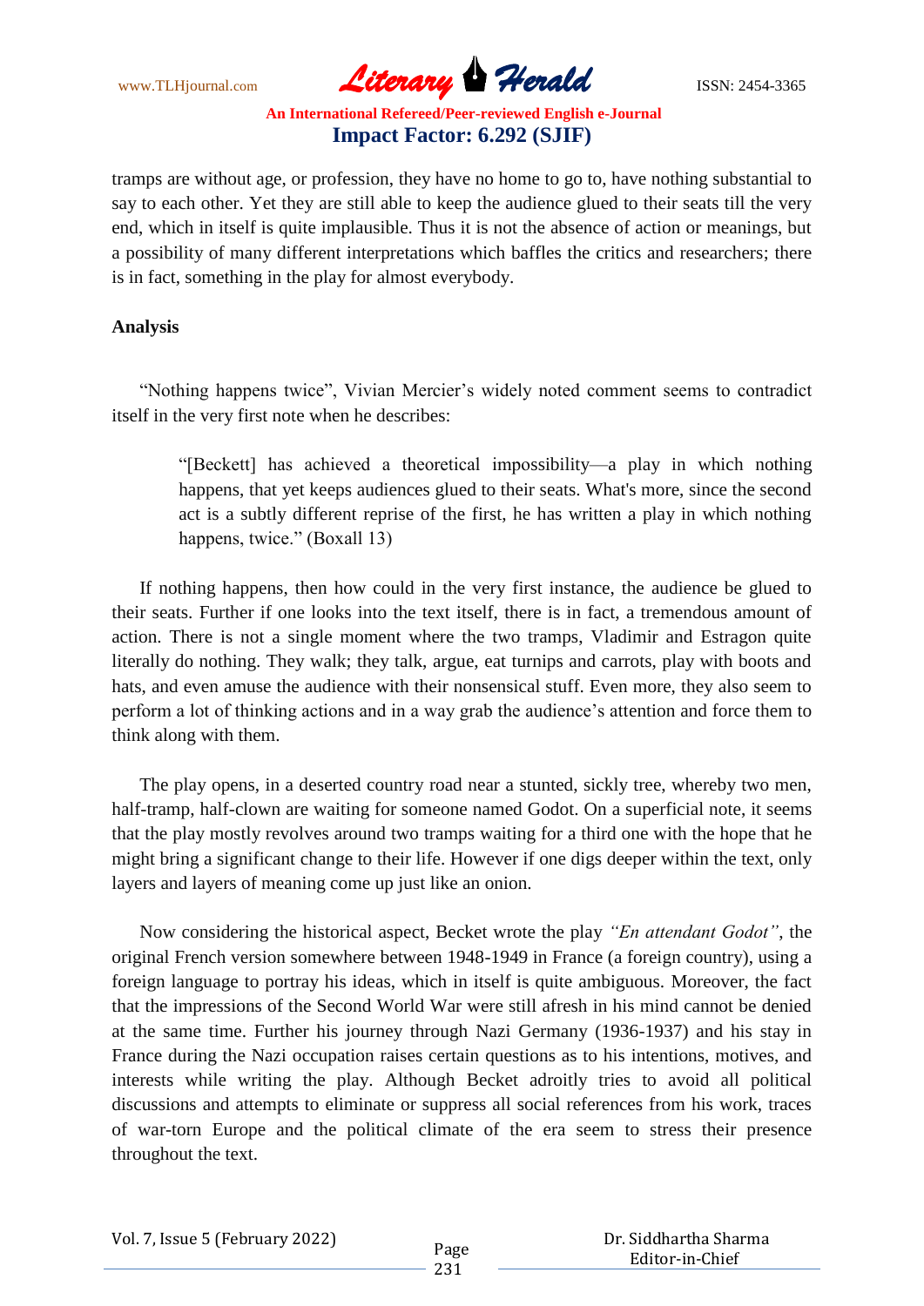tramps are without age, or profession, they have no home to go to, have nothing substantial to say to each other. Yet they are still able to keep the audience glued to their seats till the very end, which in itself is quite implausible. Thus it is not the absence of action or meanings, but a possibility of many different interpretations which baffles the critics and researchers; there is in fact, something in the play for almost everybody.

## Analysis

"Nothing happens twice", Vivian Mercier's widely noted comment seems to contradict itself in the very first note when he describes:

> "[Beckett] has achieved a theoretical impossibility—a play in which nothing happens, that yet keeps audiences glued to their seats. What's more, since the second act is a subtly different reprise of the first, he has written a play in which nothing happens, twice." (Boxall 13)

If nothing happens, then how could in the very first instance, the audience be glued to their seats. Further if one looks into the text itself, there is in fact, a tremendous amount of action. There is not a single moment where the two tramps, Vladimir and Estragon quite literally do nothing. They walk; they talk, argue, eat turnips and carrots, play with boots and hats, and even amuse the audience with their nonsensical stuff. Even more, they also seem to perform a lot of thinking actions and in a way grab the audience's attention and force them to think along with them.

The play opens, in a deserted country road near a stunted, sickly tree, whereby two men, half-tramp, half-clown are waiting for someone named Godot. On a superficial note, it seems that the play mostly revolves around two tramps waiting for a third one with the hope that he might bring a significant change to their life. However if one digs deeper within the text, only layers and layers of meaning come up just like an onion.

Now considering the historical aspect, Becket wrote the play *"En attendant Godot"*, the original French version somewhere between 1948-1949 in France (a foreign country), using a foreign language to portray his ideas, which in itself is quite ambiguous. Moreover, the fact that the impressions of the Second World War were still afresh in his mind cannot be denied at the same time. Further his journey through Nazi Germany (1936-1937) and his stay in France during the Nazi occupation raises certain questions as to his intentions, motives, and interests while writing the play. Although Becket adroitly tries to avoid all political discussions and attempts to eliminate or suppress all social references from his work, traces of war-torn Europe and the political climate of the era seem to stress their presence throughout the text.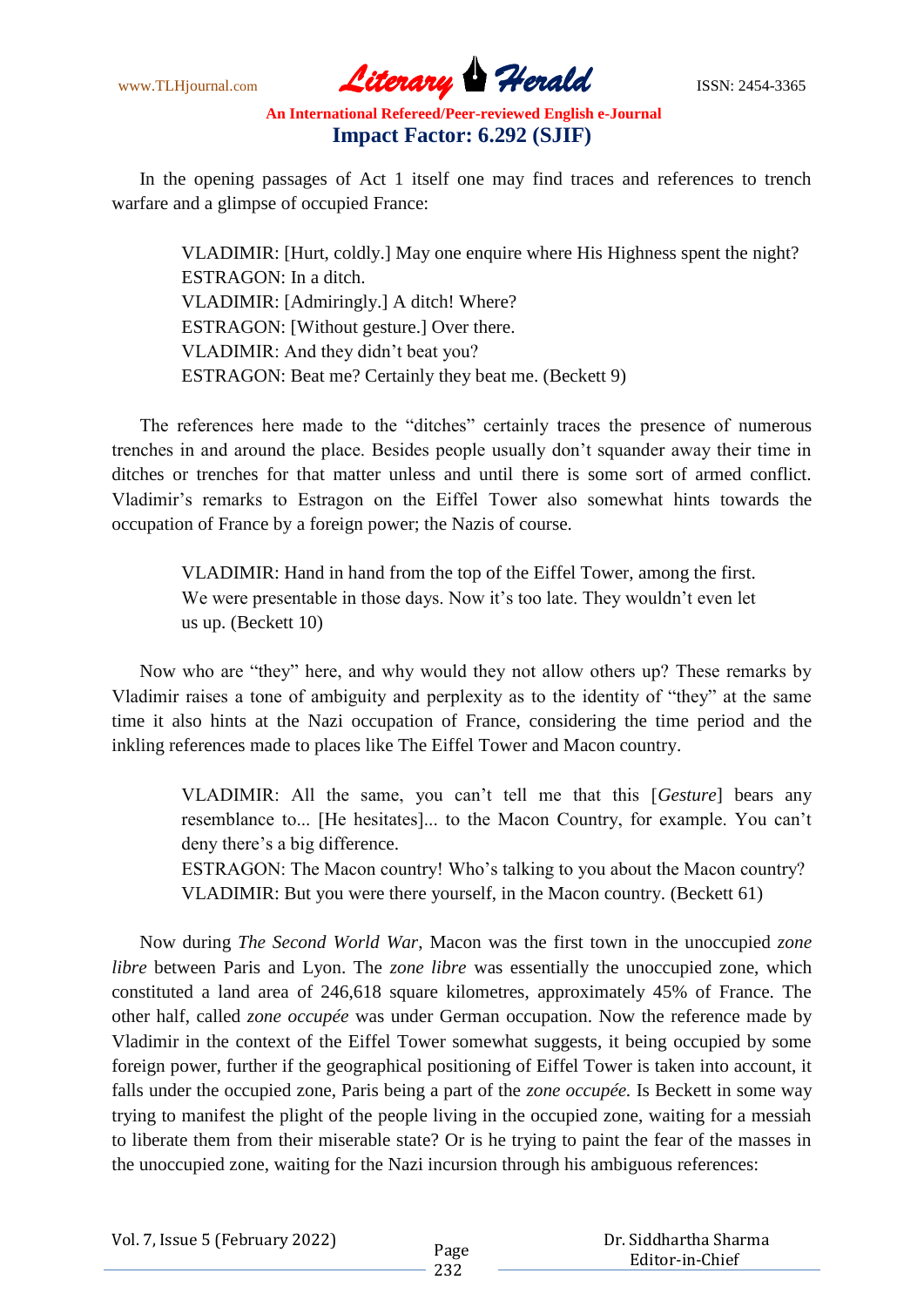In the opening passages of Act 1 itself one may find traces and references to trench warfare and a glimpse of occupied France:

> VLADIMIR: [Hurt, coldly.] May one enquire where His Highness spent the night?
> ESTRAGON: In a ditch.
> VLADIMIR: [Admiringly.] A ditch! Where?
> ESTRAGON: [Without gesture.] Over there.
> VLADIMIR: And they didn't beat you?
> ESTRAGON: Beat me? Certainly they beat me. (Beckett 9)

The references here made to the "ditches" certainly traces the presence of numerous trenches in and around the place. Besides people usually don't squander away their time in ditches or trenches for that matter unless and until there is some sort of armed conflict. Vladimir's remarks to Estragon on the Eiffel Tower also somewhat hints towards the occupation of France by a foreign power; the Nazis of course.

> VLADIMIR: Hand in hand from the top of the Eiffel Tower, among the first. We were presentable in those days. Now it's too late. They wouldn't even let us up. (Beckett 10)

Now who are "they" here, and why would they not allow others up? These remarks by Vladimir raises a tone of ambiguity and perplexity as to the identity of "they" at the same time it also hints at the Nazi occupation of France, considering the time period and the inkling references made to places like The Eiffel Tower and Macon country.

> VLADIMIR: All the same, you can't tell me that this [*Gesture*] bears any resemblance to... [He hesitates]... to the Macon Country, for example. You can't deny there's a big difference.
> ESTRAGON: The Macon country! Who's talking to you about the Macon country?
> VLADIMIR: But you were there yourself, in the Macon country. (Beckett 61)

Now during *The Second World War*, Macon was the first town in the unoccupied *zone libre* between Paris and Lyon. The *zone libre* was essentially the unoccupied zone, which constituted a land area of 246,618 square kilometres, approximately 45% of France. The other half, called *zone occupée* was under German occupation. Now the reference made by Vladimir in the context of the Eiffel Tower somewhat suggests, it being occupied by some foreign power, further if the geographical positioning of Eiffel Tower is taken into account, it falls under the occupied zone, Paris being a part of the *zone occupée.* Is Beckett in some way trying to manifest the plight of the people living in the occupied zone, waiting for a messiah to liberate them from their miserable state? Or is he trying to paint the fear of the masses in the unoccupied zone, waiting for the Nazi incursion through his ambiguous references: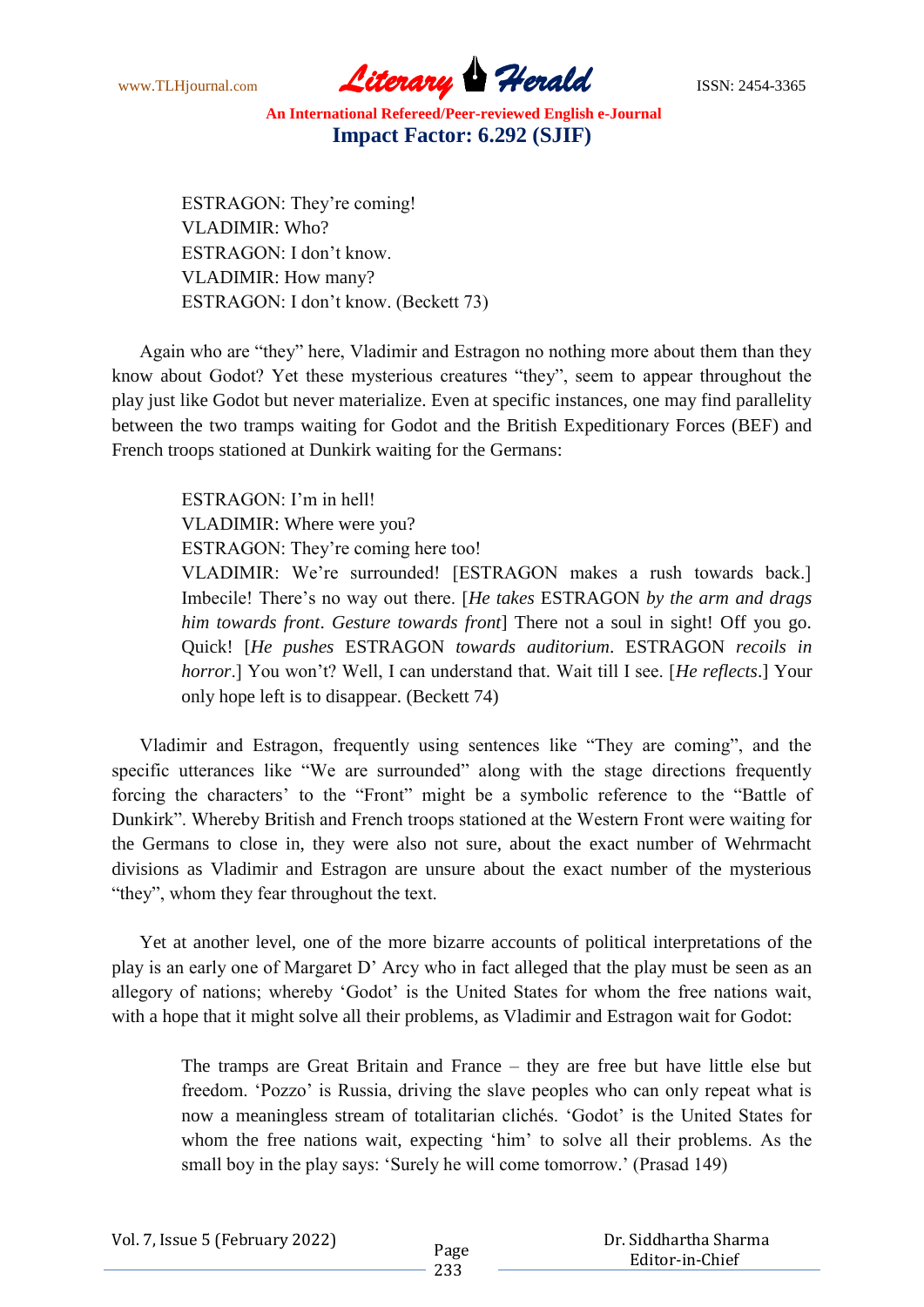ESTRAGON: They're coming!  
VLADIMIR: Who?  
ESTRAGON: I don't know.  
VLADIMIR: How many?  
ESTRAGON: I don't know. (Beckett 73)

Again who are "they" here, Vladimir and Estragon no nothing more about them than they know about Godot? Yet these mysterious creatures "they", seem to appear throughout the play just like Godot but never materialize. Even at specific instances, one may find parallelity between the two tramps waiting for Godot and the British Expeditionary Forces (BEF) and French troops stationed at Dunkirk waiting for the Germans:

ESTRAGON: I'm in hell!  
VLADIMIR: Where were you?  
ESTRAGON: They're coming here too!  
VLADIMIR: We're surrounded! [ESTRAGON makes a rush towards back.] Imbecile! There's no way out there. [*He takes* ESTRAGON *by the arm and drags him towards front*. *Gesture towards front*] There not a soul in sight! Off you go. Quick! [*He pushes* ESTRAGON *towards auditorium*. ESTRAGON *recoils in horror*.] You won't? Well, I can understand that. Wait till I see. [*He reflects*.] Your only hope left is to disappear. (Beckett 74)

Vladimir and Estragon, frequently using sentences like "They are coming", and the specific utterances like "We are surrounded" along with the stage directions frequently forcing the characters' to the "Front" might be a symbolic reference to the "Battle of Dunkirk". Whereby British and French troops stationed at the Western Front were waiting for the Germans to close in, they were also not sure, about the exact number of Wehrmacht divisions as Vladimir and Estragon are unsure about the exact number of the mysterious "they", whom they fear throughout the text.

Yet at another level, one of the more bizarre accounts of political interpretations of the play is an early one of Margaret D' Arcy who in fact alleged that the play must be seen as an allegory of nations; whereby 'Godot' is the United States for whom the free nations wait, with a hope that it might solve all their problems, as Vladimir and Estragon wait for Godot:

> The tramps are Great Britain and France – they are free but have little else but freedom. 'Pozzo' is Russia, driving the slave peoples who can only repeat what is now a meaningless stream of totalitarian clichés. 'Godot' is the United States for whom the free nations wait, expecting 'him' to solve all their problems. As the small boy in the play says: 'Surely he will come tomorrow.' (Prasad 149)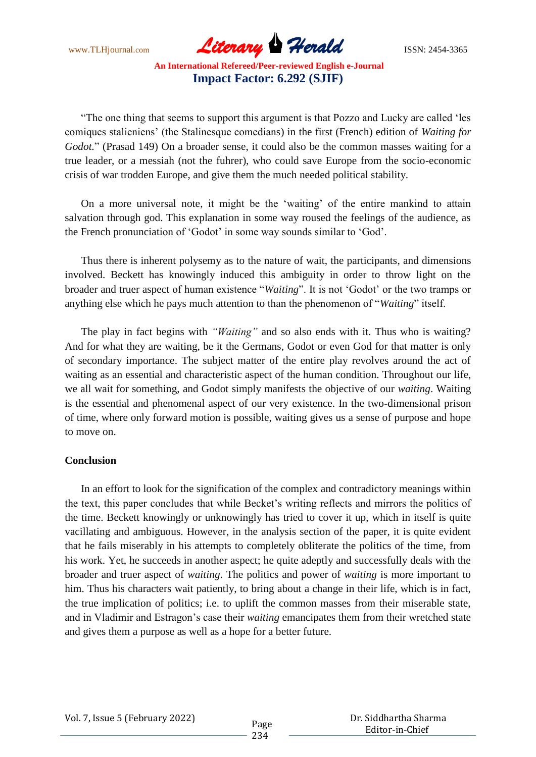"The one thing that seems to support this argument is that Pozzo and Lucky are called 'les comiques stalieniens' (the Stalinesque comedians) in the first (French) edition of *Waiting for Godot.*" (Prasad 149) On a broader sense, it could also be the common masses waiting for a true leader, or a messiah (not the fuhrer), who could save Europe from the socio-economic crisis of war trodden Europe, and give them the much needed political stability.

On a more universal note, it might be the 'waiting' of the entire mankind to attain salvation through god. This explanation in some way roused the feelings of the audience, as the French pronunciation of 'Godot' in some way sounds similar to 'God'.

Thus there is inherent polysemy as to the nature of wait, the participants, and dimensions involved. Beckett has knowingly induced this ambiguity in order to throw light on the broader and truer aspect of human existence "*Waiting*". It is not 'Godot' or the two tramps or anything else which he pays much attention to than the phenomenon of "*Waiting*" itself.

The play in fact begins with *"Waiting"* and so also ends with it. Thus who is waiting? And for what they are waiting, be it the Germans, Godot or even God for that matter is only of secondary importance. The subject matter of the entire play revolves around the act of waiting as an essential and characteristic aspect of the human condition. Throughout our life, we all wait for something, and Godot simply manifests the objective of our *waiting*. Waiting is the essential and phenomenal aspect of our very existence. In the two-dimensional prison of time, where only forward motion is possible, waiting gives us a sense of purpose and hope to move on.

**Conclusion**

In an effort to look for the signification of the complex and contradictory meanings within the text, this paper concludes that while Becket's writing reflects and mirrors the politics of the time. Beckett knowingly or unknowingly has tried to cover it up, which in itself is quite vacillating and ambiguous. However, in the analysis section of the paper, it is quite evident that he fails miserably in his attempts to completely obliterate the politics of the time, from his work. Yet, he succeeds in another aspect; he quite adeptly and successfully deals with the broader and truer aspect of *waiting*. The politics and power of *waiting* is more important to him. Thus his characters wait patiently, to bring about a change in their life, which is in fact, the true implication of politics; i.e. to uplift the common masses from their miserable state, and in Vladimir and Estragon's case their *waiting* emancipates them from their wretched state and gives them a purpose as well as a hope for a better future.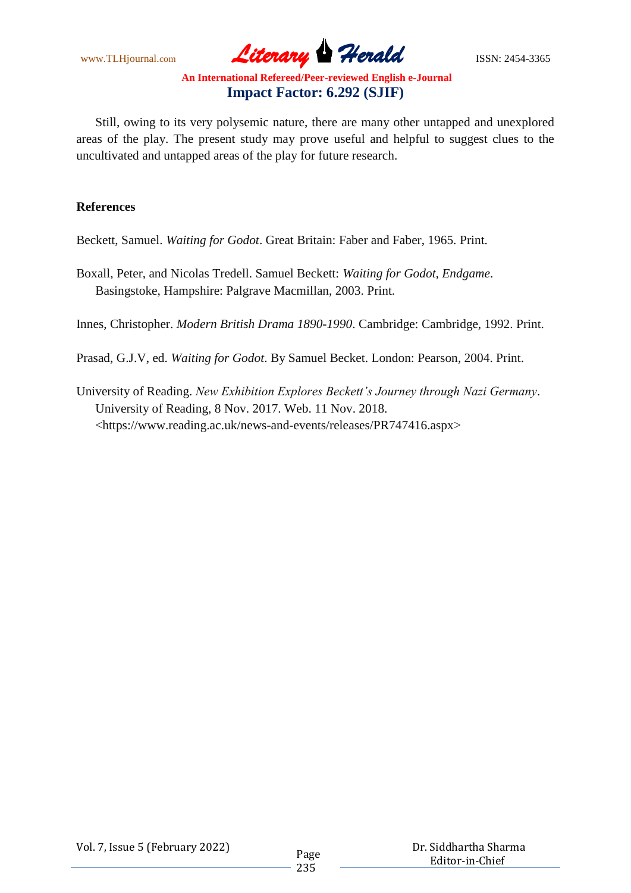Still, owing to its very polysemic nature, there are many other untapped and unexplored areas of the play. The present study may prove useful and helpful to suggest clues to the uncultivated and untapped areas of the play for future research.

## References

Beckett, Samuel. *Waiting for Godot*. Great Britain: Faber and Faber, 1965. Print.

Boxall, Peter, and Nicolas Tredell. Samuel Beckett: *Waiting for Godot, Endgame*. Basingstoke, Hampshire: Palgrave Macmillan, 2003. Print.

Innes, Christopher. *Modern British Drama 1890-1990*. Cambridge: Cambridge, 1992. Print.

Prasad, G.J.V, ed. *Waiting for Godot*. By Samuel Becket. London: Pearson, 2004. Print.

University of Reading. *New Exhibition Explores Beckett's Journey through Nazi Germany*. University of Reading, 8 Nov. 2017. Web. 11 Nov. 2018. <https://www.reading.ac.uk/news-and-events/releases/PR747416.aspx>